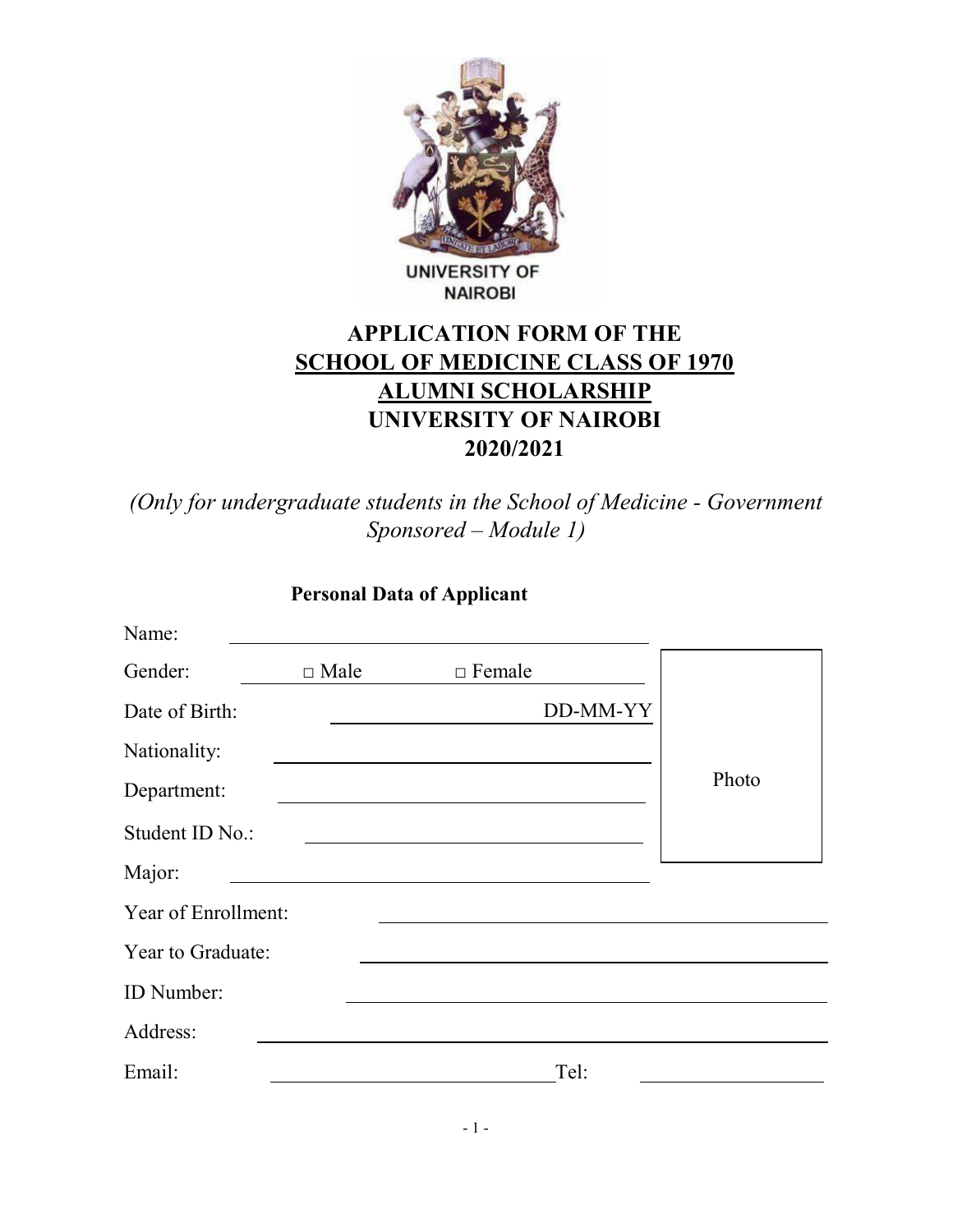UNIVERSITY OF NAIROBI

# APPLICATION FORM OF THE
# SCHOOL OF MEDICINE CLASS OF 1970
# ALUMNI SCHOLARSHIP
# UNIVERSITY OF NAIROBI
# 2020/2021

*(Only for undergraduate students in the School of Medicine - Government Sponsored – Module 1)*

**Personal Data of Applicant**

Name: ______________________________

Gender: □ Male □ Female

Date of Birth: ______________ DD-MM-YY

Nationality: ______________________________

Department: ______________________________

Student ID No.: ______________________________

Major: ______________________________

Year of Enrollment: ______________________________

Year to Graduate: ______________________________

ID Number: ______________________________

Address: ______________________________

Email: ______________________ Tel: ______________

Photo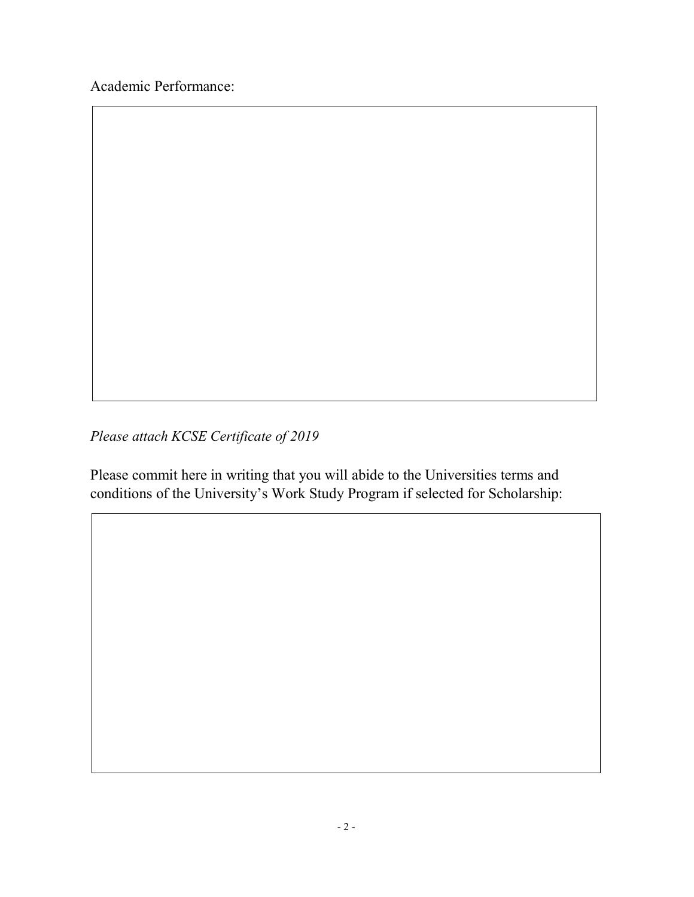Academic Performance:

*Please attach KCSE Certificate of 2019*

Please commit here in writing that you will abide to the Universities terms and conditions of the University's Work Study Program if selected for Scholarship: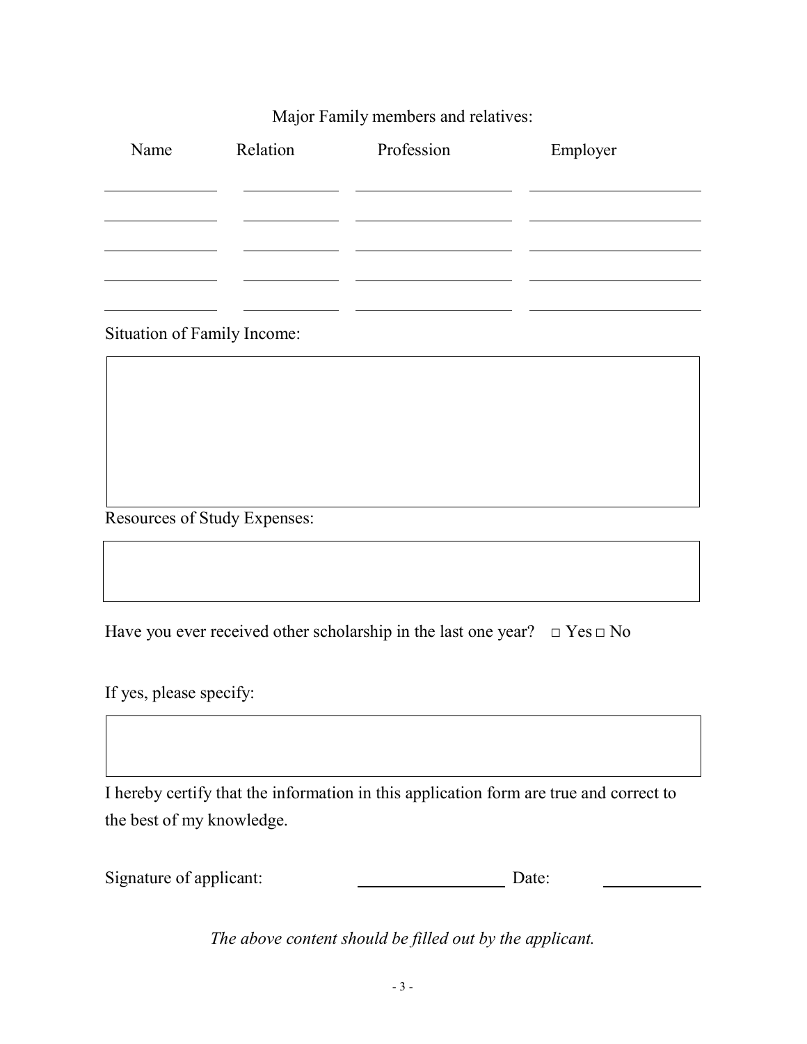Major Family members and relatives:

| Name | Relation | Profession | Employer |
| --- | --- | --- | --- |
| | | | |
| | | | |
| | | | |
| | | | |
| | | | |

Situation of Family Income:

Resources of Study Expenses:

Have you ever received other scholarship in the last one year? □ Yes □ No

If yes, please specify:

I hereby certify that the information in this application form are true and correct to the best of my knowledge.

Signature of applicant: ________________ Date: __________

*The above content should be filled out by the applicant.*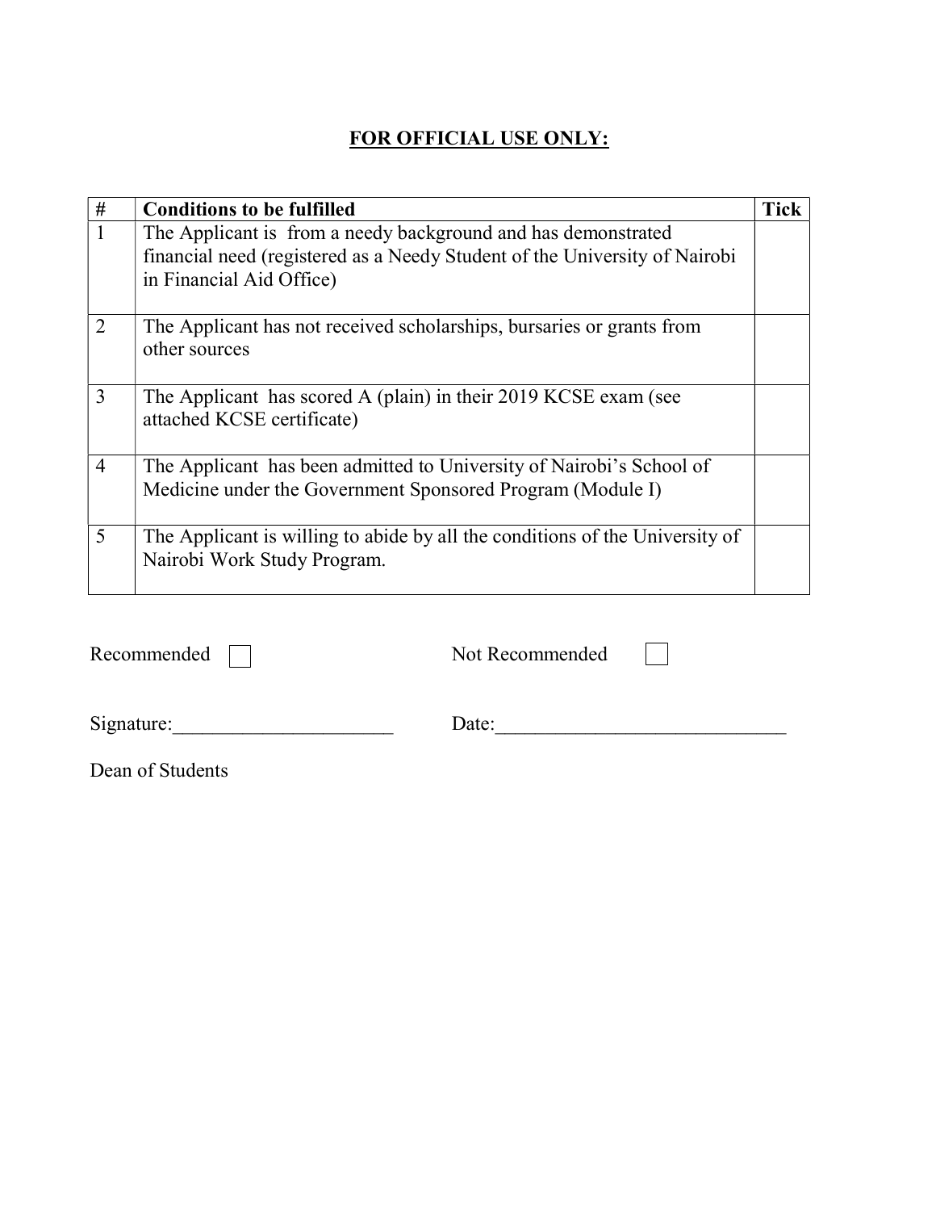## FOR OFFICIAL USE ONLY:

| # | Conditions to be fulfilled | Tick |
|---|---|---|
| 1 | The Applicant is from a needy background and has demonstrated financial need (registered as a Needy Student of the University of Nairobi in Financial Aid Office) | |
| 2 | The Applicant has not received scholarships, bursaries or grants from other sources | |
| 3 | The Applicant has scored A (plain) in their 2019 KCSE exam (see attached KCSE certificate) | |
| 4 | The Applicant has been admitted to University of Nairobi's School of Medicine under the Government Sponsored Program (Module I) | |
| 5 | The Applicant is willing to abide by all the conditions of the University of Nairobi Work Study Program. | |

Recommended ☐ Not Recommended ☐

Signature:______________________ Date:_____________________________

Dean of Students